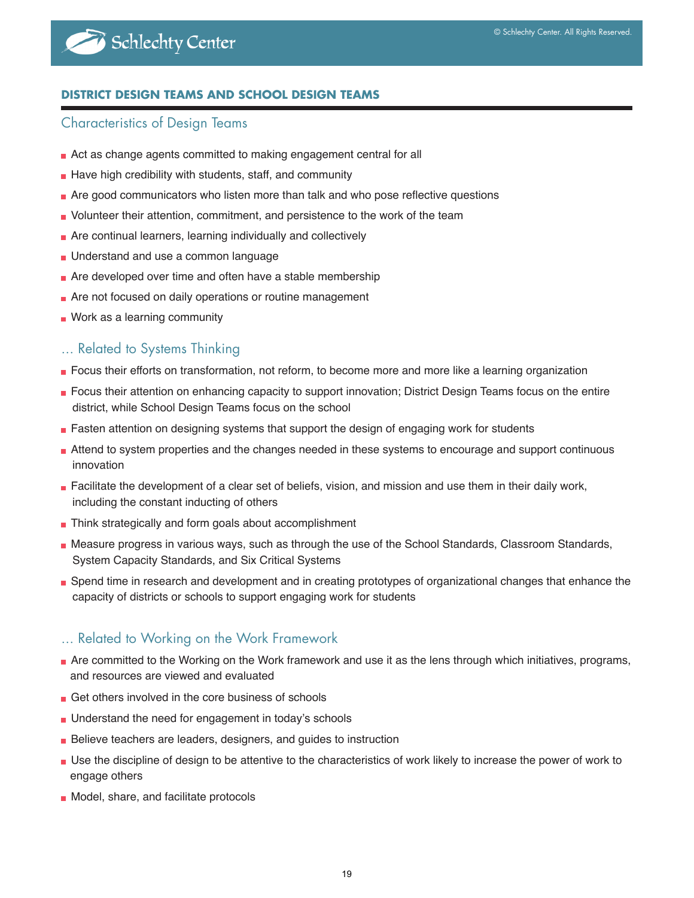## DISTRICT DESIGN TEAMS AND SCHOOL DESIGN TEAMS

### Characteristics of Design Teams

- Act as change agents committed to making engagement central for all
- Have high credibility with students, staff, and community
- Are good communicators who listen more than talk and who pose reflective questions
- Volunteer their attention, commitment, and persistence to the work of the team
- Are continual learners, learning individually and collectively
- Understand and use a common language
- Are developed over time and often have a stable membership
- Are not focused on daily operations or routine management
- Work as a learning community

### … Related to Systems Thinking

- Focus their efforts on transformation, not reform, to become more and more like a learning organization
- Focus their attention on enhancing capacity to support innovation; District Design Teams focus on the entire district, while School Design Teams focus on the school
- Fasten attention on designing systems that support the design of engaging work for students
- Attend to system properties and the changes needed in these systems to encourage and support continuous innovation
- Facilitate the development of a clear set of beliefs, vision, and mission and use them in their daily work, including the constant inducting of others
- Think strategically and form goals about accomplishment
- Measure progress in various ways, such as through the use of the School Standards, Classroom Standards, System Capacity Standards, and Six Critical Systems
- Spend time in research and development and in creating prototypes of organizational changes that enhance the capacity of districts or schools to support engaging work for students

### … Related to Working on the Work Framework

- Are committed to the Working on the Work framework and use it as the lens through which initiatives, programs, and resources are viewed and evaluated
- Get others involved in the core business of schools
- Understand the need for engagement in today's schools
- Believe teachers are leaders, designers, and guides to instruction
- Use the discipline of design to be attentive to the characteristics of work likely to increase the power of work to engage others
- Model, share, and facilitate protocols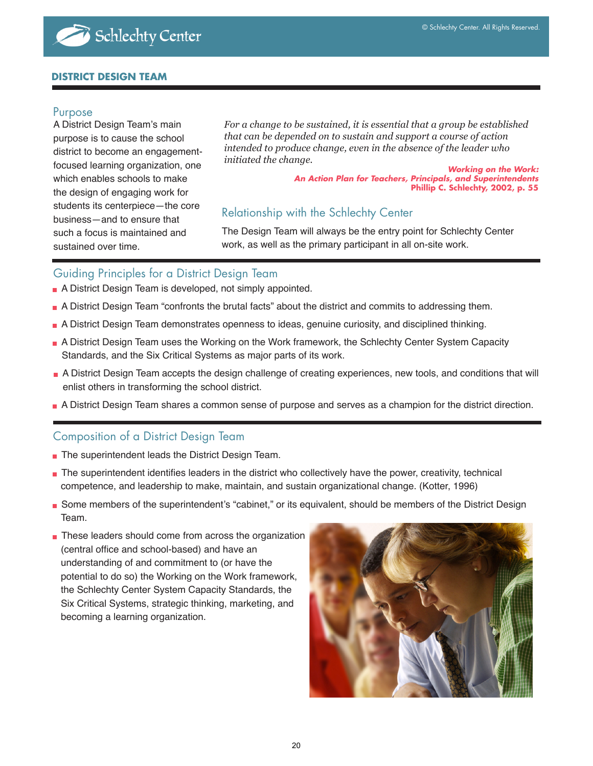## DISTRICT DESIGN TEAM

### Purpose

A District Design Team's main purpose is to cause the school district to become an engagement-focused learning organization, one which enables schools to make the design of engaging work for students its centerpiece—the core business—and to ensure that such a focus is maintained and sustained over time.

*For a change to be sustained, it is essential that a group be established that can be depended on to sustain and support a course of action intended to produce change, even in the absence of the leader who initiated the change.*

**Working on the Work: An Action Plan for Teachers, Principals, and Superintendents**
**Phillip C. Schlechty, 2002, p. 55**

### Relationship with the Schlechty Center

The Design Team will always be the entry point for Schlechty Center work, as well as the primary participant in all on-site work.

### Guiding Principles for a District Design Team

- A District Design Team is developed, not simply appointed.
- A District Design Team "confronts the brutal facts" about the district and commits to addressing them.
- A District Design Team demonstrates openness to ideas, genuine curiosity, and disciplined thinking.
- A District Design Team uses the Working on the Work framework, the Schlechty Center System Capacity Standards, and the Six Critical Systems as major parts of its work.
- A District Design Team accepts the design challenge of creating experiences, new tools, and conditions that will enlist others in transforming the school district.
- A District Design Team shares a common sense of purpose and serves as a champion for the district direction.

### Composition of a District Design Team

- The superintendent leads the District Design Team.
- The superintendent identifies leaders in the district who collectively have the power, creativity, technical competence, and leadership to make, maintain, and sustain organizational change. (Kotter, 1996)
- Some members of the superintendent's "cabinet," or its equivalent, should be members of the District Design Team.
- These leaders should come from across the organization (central office and school-based) and have an understanding of and commitment to (or have the potential to do so) the Working on the Work framework, the Schlechty Center System Capacity Standards, the Six Critical Systems, strategic thinking, marketing, and becoming a learning organization.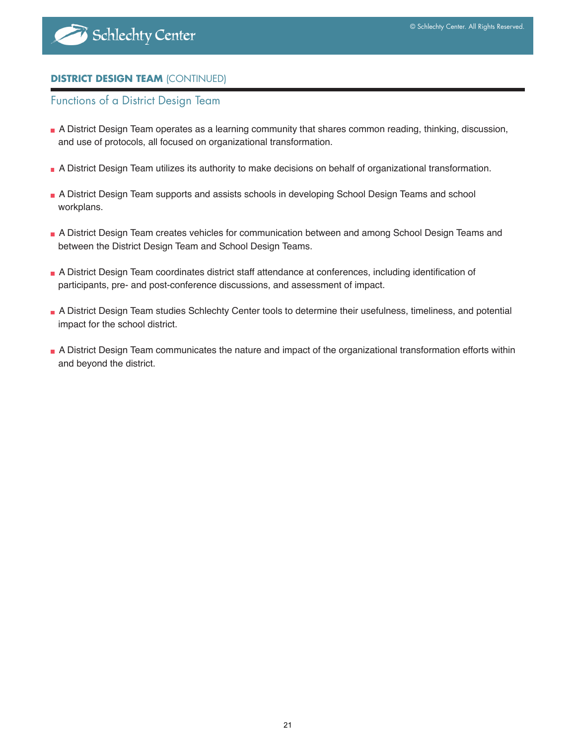**DISTRICT DESIGN TEAM** (CONTINUED)

## Functions of a District Design Team

- A District Design Team operates as a learning community that shares common reading, thinking, discussion, and use of protocols, all focused on organizational transformation.
- A District Design Team utilizes its authority to make decisions on behalf of organizational transformation.
- A District Design Team supports and assists schools in developing School Design Teams and school workplans.
- A District Design Team creates vehicles for communication between and among School Design Teams and between the District Design Team and School Design Teams.
- A District Design Team coordinates district staff attendance at conferences, including identification of participants, pre- and post-conference discussions, and assessment of impact.
- A District Design Team studies Schlechty Center tools to determine their usefulness, timeliness, and potential impact for the school district.
- A District Design Team communicates the nature and impact of the organizational transformation efforts within and beyond the district.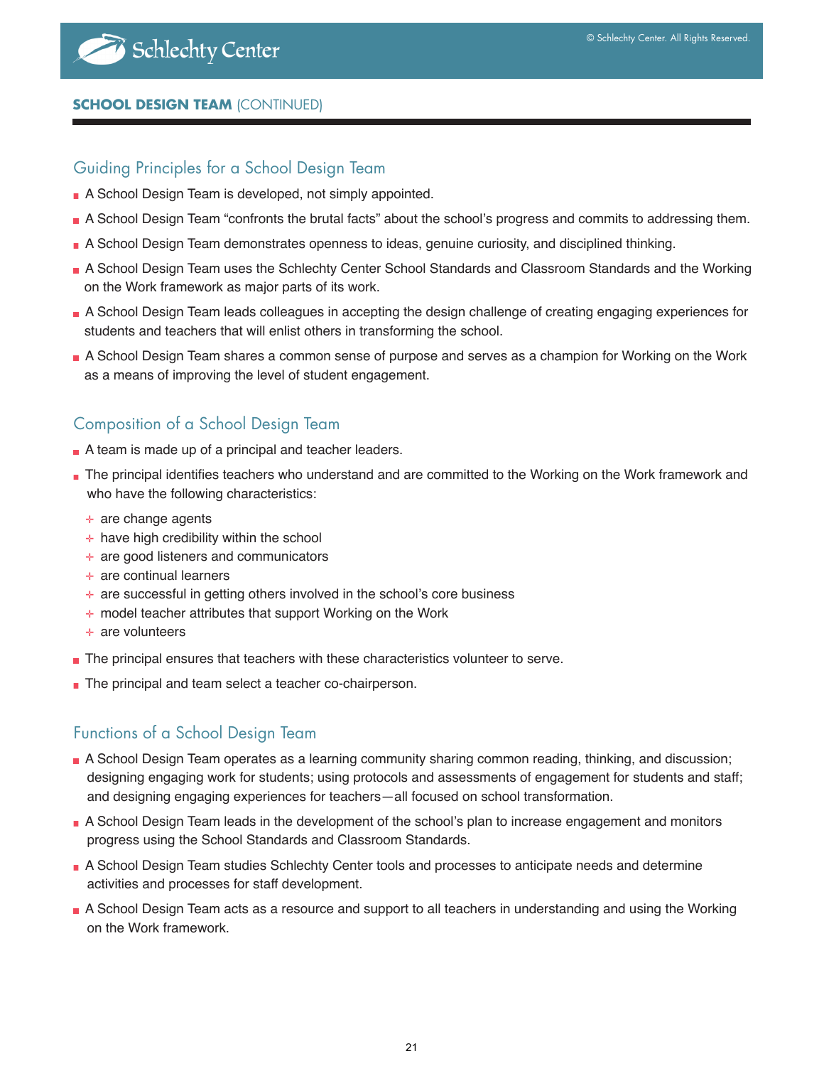## SCHOOL DESIGN TEAM (CONTINUED)

### Guiding Principles for a School Design Team

- A School Design Team is developed, not simply appointed.
- A School Design Team "confronts the brutal facts" about the school's progress and commits to addressing them.
- A School Design Team demonstrates openness to ideas, genuine curiosity, and disciplined thinking.
- A School Design Team uses the Schlechty Center School Standards and Classroom Standards and the Working on the Work framework as major parts of its work.
- A School Design Team leads colleagues in accepting the design challenge of creating engaging experiences for students and teachers that will enlist others in transforming the school.
- A School Design Team shares a common sense of purpose and serves as a champion for Working on the Work as a means of improving the level of student engagement.

### Composition of a School Design Team

- A team is made up of a principal and teacher leaders.
- The principal identifies teachers who understand and are committed to the Working on the Work framework and who have the following characteristics:
  - are change agents
  - have high credibility within the school
  - are good listeners and communicators
  - are continual learners
  - are successful in getting others involved in the school's core business
  - model teacher attributes that support Working on the Work
  - are volunteers
- The principal ensures that teachers with these characteristics volunteer to serve.
- The principal and team select a teacher co-chairperson.

### Functions of a School Design Team

- A School Design Team operates as a learning community sharing common reading, thinking, and discussion; designing engaging work for students; using protocols and assessments of engagement for students and staff; and designing engaging experiences for teachers—all focused on school transformation.
- A School Design Team leads in the development of the school's plan to increase engagement and monitors progress using the School Standards and Classroom Standards.
- A School Design Team studies Schlechty Center tools and processes to anticipate needs and determine activities and processes for staff development.
- A School Design Team acts as a resource and support to all teachers in understanding and using the Working on the Work framework.